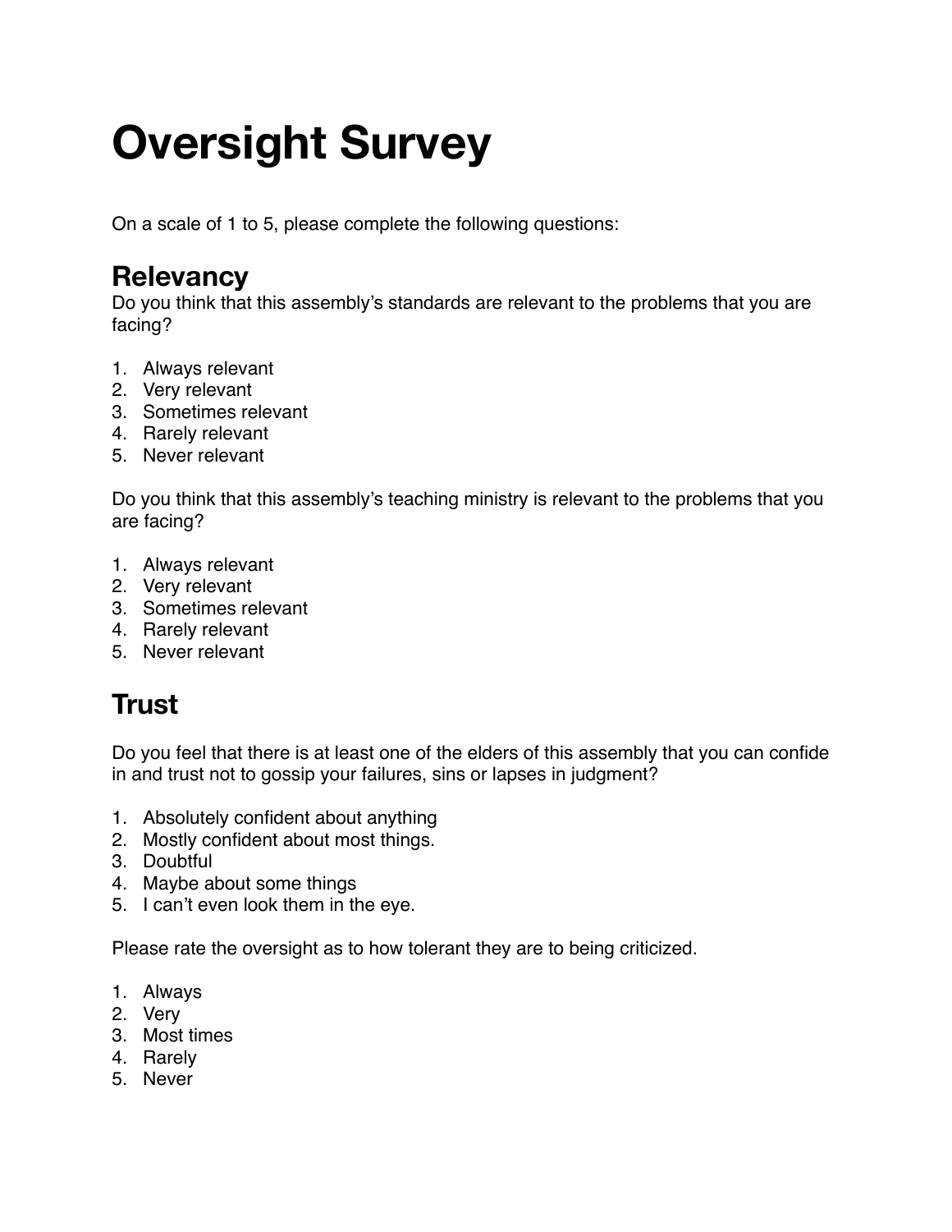# Oversight Survey

On a scale of 1 to 5, please complete the following questions:

## Relevancy

Do you think that this assembly's standards are relevant to the problems that you are facing?

1. Always relevant
2. Very relevant
3. Sometimes relevant
4. Rarely relevant
5. Never relevant

Do you think that this assembly's teaching ministry is relevant to the problems that you are facing?

1. Always relevant
2. Very relevant
3. Sometimes relevant
4. Rarely relevant
5. Never relevant

## Trust

Do you feel that there is at least one of the elders of this assembly that you can confide in and trust not to gossip your failures, sins or lapses in judgment?

1. Absolutely confident about anything
2. Mostly confident about most things.
3. Doubtful
4. Maybe about some things
5. I can't even look them in the eye.

Please rate the oversight as to how tolerant they are to being criticized.

1. Always
2. Very
3. Most times
4. Rarely
5. Never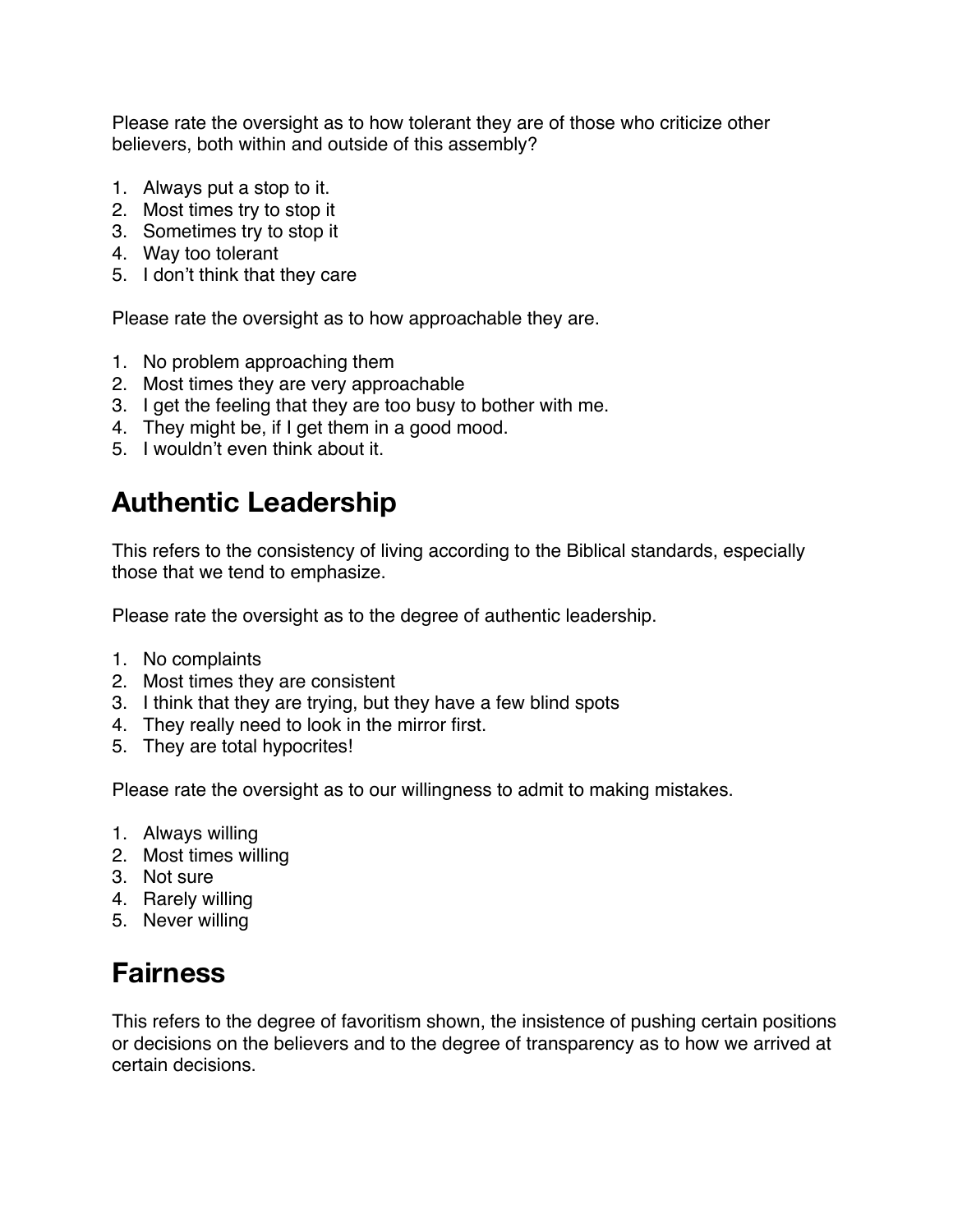Please rate the oversight as to how tolerant they are of those who criticize other believers, both within and outside of this assembly?

1. Always put a stop to it.
2. Most times try to stop it
3. Sometimes try to stop it
4. Way too tolerant
5. I don't think that they care

Please rate the oversight as to how approachable they are.

1. No problem approaching them
2. Most times they are very approachable
3. I get the feeling that they are too busy to bother with me.
4. They might be, if I get them in a good mood.
5. I wouldn't even think about it.

## Authentic Leadership

This refers to the consistency of living according to the Biblical standards, especially those that we tend to emphasize.

Please rate the oversight as to the degree of authentic leadership.

1. No complaints
2. Most times they are consistent
3. I think that they are trying, but they have a few blind spots
4. They really need to look in the mirror first.
5. They are total hypocrites!

Please rate the oversight as to our willingness to admit to making mistakes.

1. Always willing
2. Most times willing
3. Not sure
4. Rarely willing
5. Never willing

## Fairness

This refers to the degree of favoritism shown, the insistence of pushing certain positions or decisions on the believers and to the degree of transparency as to how we arrived at certain decisions.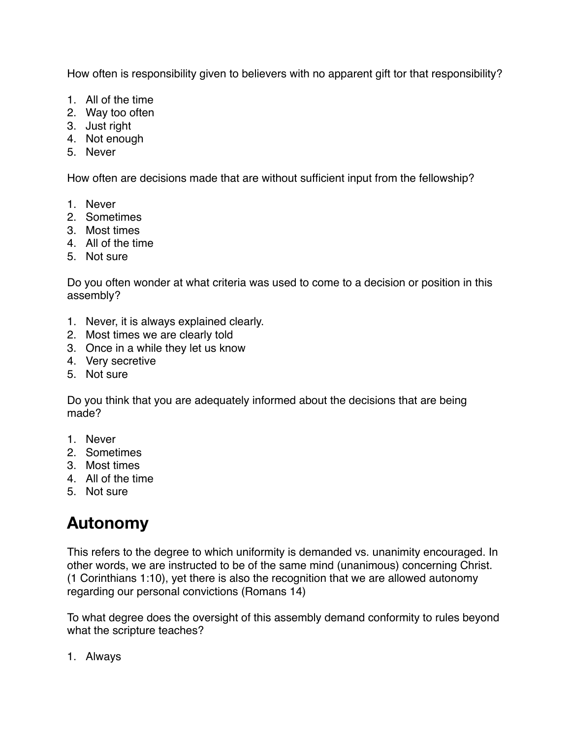How often is responsibility given to believers with no apparent gift tor that responsibility?

1. All of the time
2. Way too often
3. Just right
4. Not enough
5. Never

How often are decisions made that are without sufficient input from the fellowship?

1. Never
2. Sometimes
3. Most times
4. All of the time
5. Not sure

Do you often wonder at what criteria was used to come to a decision or position in this assembly?

1. Never, it is always explained clearly.
2. Most times we are clearly told
3. Once in a while they let us know
4. Very secretive
5. Not sure

Do you think that you are adequately informed about the decisions that are being made?

1. Never
2. Sometimes
3. Most times
4. All of the time
5. Not sure

## Autonomy

This refers to the degree to which uniformity is demanded vs. unanimity encouraged. In other words, we are instructed to be of the same mind (unanimous) concerning Christ. (1 Corinthians 1:10), yet there is also the recognition that we are allowed autonomy regarding our personal convictions (Romans 14)

To what degree does the oversight of this assembly demand conformity to rules beyond what the scripture teaches?

1. Always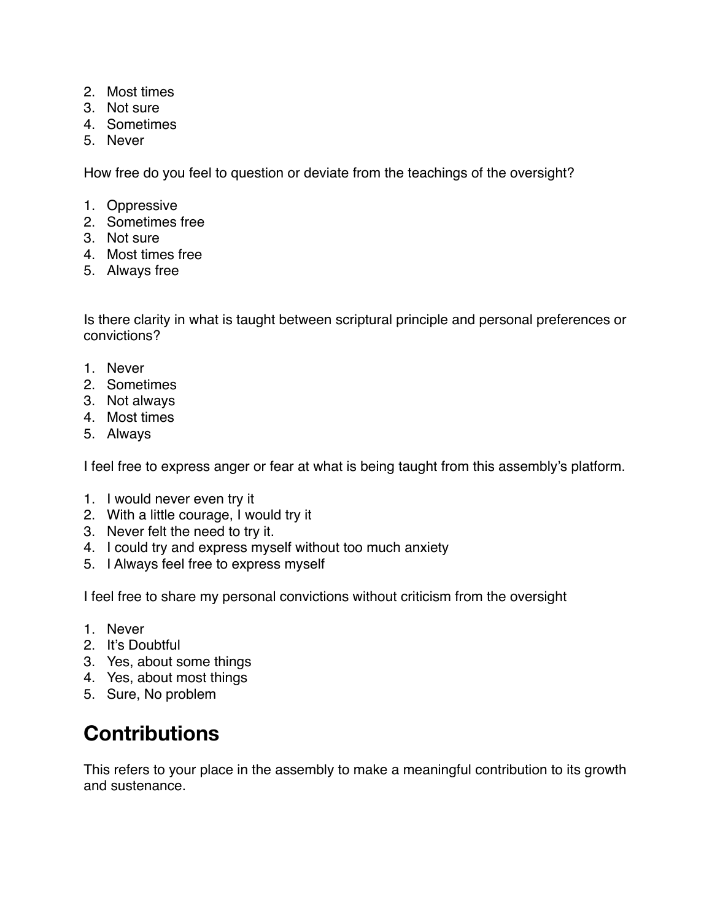2. Most times
3. Not sure
4. Sometimes
5. Never

How free do you feel to question or deviate from the teachings of the oversight?

1. Oppressive
2. Sometimes free
3. Not sure
4. Most times free
5. Always free

Is there clarity in what is taught between scriptural principle and personal preferences or convictions?

1. Never
2. Sometimes
3. Not always
4. Most times
5. Always

I feel free to express anger or fear at what is being taught from this assembly's platform.

1. I would never even try it
2. With a little courage, I would try it
3. Never felt the need to try it.
4. I could try and express myself without too much anxiety
5. I Always feel free to express myself

I feel free to share my personal convictions without criticism from the oversight

1. Never
2. It's Doubtful
3. Yes, about some things
4. Yes, about most things
5. Sure, No problem

# Contributions

This refers to your place in the assembly to make a meaningful contribution to its growth and sustenance.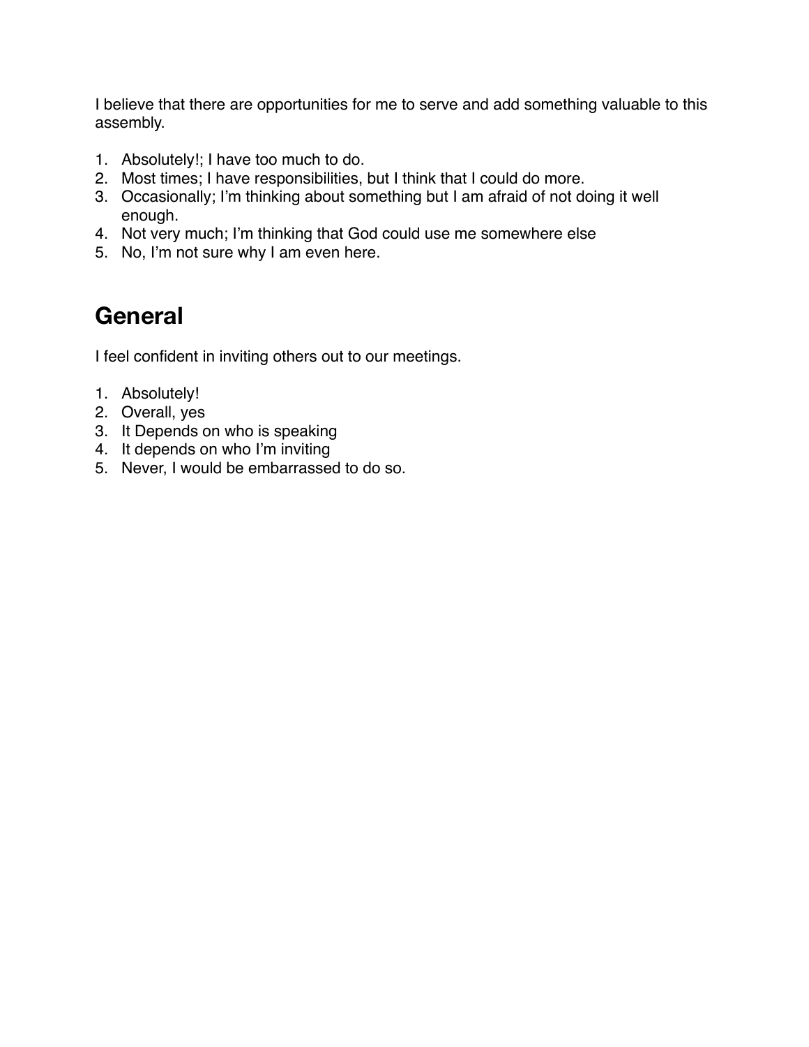I believe that there are opportunities for me to serve and add something valuable to this assembly.

1. Absolutely!; I have too much to do.
2. Most times; I have responsibilities, but I think that I could do more.
3. Occasionally; I'm thinking about something but I am afraid of not doing it well enough.
4. Not very much; I'm thinking that God could use me somewhere else
5. No, I'm not sure why I am even here.

## General

I feel confident in inviting others out to our meetings.

1. Absolutely!
2. Overall, yes
3. It Depends on who is speaking
4. It depends on who I'm inviting
5. Never, I would be embarrassed to do so.